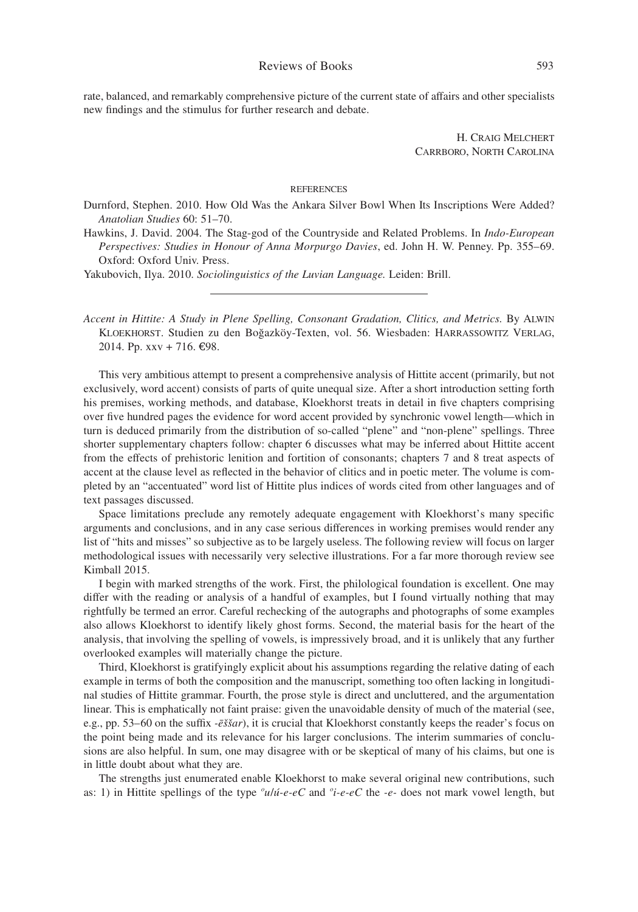rate, balanced, and remarkably comprehensive picture of the current state of affairs and other specialists new findings and the stimulus for further research and debate.

H. Craig Melchert
Carrboro, North Carolina

References

Durnford, Stephen. 2010. How Old Was the Ankara Silver Bowl When Its Inscriptions Were Added? *Anatolian Studies* 60: 51–70.

Hawkins, J. David. 2004. The Stag-god of the Countryside and Related Problems. In *Indo-European Perspectives: Studies in Honour of Anna Morpurgo Davies*, ed. John H. W. Penney. Pp. 355–69. Oxford: Oxford Univ. Press.

Yakubovich, Ilya. 2010. *Sociolinguistics of the Luvian Language.* Leiden: Brill.

---

*Accent in Hittite: A Study in Plene Spelling, Consonant Gradation, Clitics, and Metrics.* By Alwin Kloekhorst. Studien zu den Boğazköy-Texten, vol. 56. Wiesbaden: Harrassowitz Verlag, 2014. Pp. xxv + 716. €98.

This very ambitious attempt to present a comprehensive analysis of Hittite accent (primarily, but not exclusively, word accent) consists of parts of quite unequal size. After a short introduction setting forth his premises, working methods, and database, Kloekhorst treats in detail in five chapters comprising over five hundred pages the evidence for word accent provided by synchronic vowel length—which in turn is deduced primarily from the distribution of so-called "plene" and "non-plene" spellings. Three shorter supplementary chapters follow: chapter 6 discusses what may be inferred about Hittite accent from the effects of prehistoric lenition and fortition of consonants; chapters 7 and 8 treat aspects of accent at the clause level as reflected in the behavior of clitics and in poetic meter. The volume is completed by an "accentuated" word list of Hittite plus indices of words cited from other languages and of text passages discussed.

Space limitations preclude any remotely adequate engagement with Kloekhorst's many specific arguments and conclusions, and in any case serious differences in working premises would render any list of "hits and misses" so subjective as to be largely useless. The following review will focus on larger methodological issues with necessarily very selective illustrations. For a far more thorough review see Kimball 2015.

I begin with marked strengths of the work. First, the philological foundation is excellent. One may differ with the reading or analysis of a handful of examples, but I found virtually nothing that may rightfully be termed an error. Careful rechecking of the autographs and photographs of some examples also allows Kloekhorst to identify likely ghost forms. Second, the material basis for the heart of the analysis, that involving the spelling of vowels, is impressively broad, and it is unlikely that any further overlooked examples will materially change the picture.

Third, Kloekhorst is gratifyingly explicit about his assumptions regarding the relative dating of each example in terms of both the composition and the manuscript, something too often lacking in longitudinal studies of Hittite grammar. Fourth, the prose style is direct and uncluttered, and the argumentation linear. This is emphatically not faint praise: given the unavoidable density of much of the material (see, e.g., pp. 53–60 on the suffix *-ēššar*), it is crucial that Kloekhorst constantly keeps the reader's focus on the point being made and its relevance for his larger conclusions. The interim summaries of conclusions are also helpful. In sum, one may disagree with or be skeptical of many of his claims, but one is in little doubt about what they are.

The strengths just enumerated enable Kloekhorst to make several original new contributions, such as: 1) in Hittite spellings of the type *°u/ú-e-eC* and *°i-e-eC* the *-e-* does not mark vowel length, but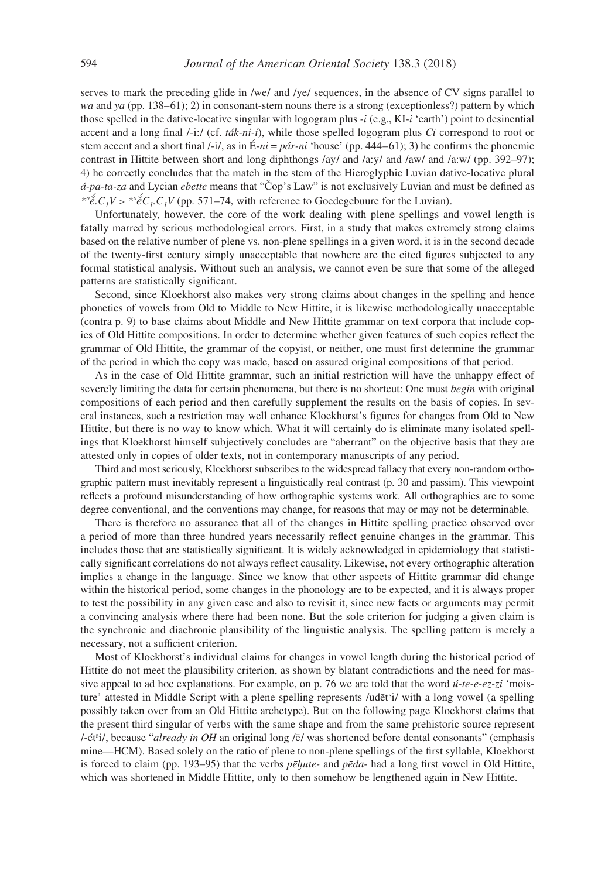serves to mark the preceding glide in /we/ and /ye/ sequences, in the absence of CV signs parallel to *wa* and *ya* (pp. 138–61); 2) in consonant-stem nouns there is a strong (exceptionless?) pattern by which those spelled in the dative-locative singular with logogram plus *-i* (e.g., KI-*i* 'earth') point to desinential accent and a long final /-iː/ (cf. *ták-ni-i*), while those spelled logogram plus *Ci* correspond to root or stem accent and a short final /-i/, as in É-*ni* = *pár-ni* 'house' (pp. 444–61); 3) he confirms the phonemic contrast in Hittite between short and long diphthongs /ay/ and /aːy/ and /aw/ and /aːw/ (pp. 392–97); 4) he correctly concludes that the match in the stem of the Hieroglyphic Luvian dative-locative plural *á-pa-ta-za* and Lycian *ebette* means that "Čop's Law" is not exclusively Luvian and must be defined as $*^{o}\acute{\breve{e}}.C_1V > *^{o}\acute{\breve{e}}C_1.C_1V$ (pp. 571–74, with reference to Goedegebuure for the Luvian).

Unfortunately, however, the core of the work dealing with plene spellings and vowel length is fatally marred by serious methodological errors. First, in a study that makes extremely strong claims based on the relative number of plene vs. non-plene spellings in a given word, it is in the second decade of the twenty-first century simply unacceptable that nowhere are the cited figures subjected to any formal statistical analysis. Without such an analysis, we cannot even be sure that some of the alleged patterns are statistically significant.

Second, since Kloekhorst also makes very strong claims about changes in the spelling and hence phonetics of vowels from Old to Middle to New Hittite, it is likewise methodologically unacceptable (contra p. 9) to base claims about Middle and New Hittite grammar on text corpora that include copies of Old Hittite compositions. In order to determine whether given features of such copies reflect the grammar of Old Hittite, the grammar of the copyist, or neither, one must first determine the grammar of the period in which the copy was made, based on assured original compositions of that period.

As in the case of Old Hittite grammar, such an initial restriction will have the unhappy effect of severely limiting the data for certain phenomena, but there is no shortcut: One must *begin* with original compositions of each period and then carefully supplement the results on the basis of copies. In several instances, such a restriction may well enhance Kloekhorst's figures for changes from Old to New Hittite, but there is no way to know which. What it will certainly do is eliminate many isolated spellings that Kloekhorst himself subjectively concludes are "aberrant" on the objective basis that they are attested only in copies of older texts, not in contemporary manuscripts of any period.

Third and most seriously, Kloekhorst subscribes to the widespread fallacy that every non-random orthographic pattern must inevitably represent a linguistically real contrast (p. 30 and passim). This viewpoint reflects a profound misunderstanding of how orthographic systems work. All orthographies are to some degree conventional, and the conventions may change, for reasons that may or may not be determinable.

There is therefore no assurance that all of the changes in Hittite spelling practice observed over a period of more than three hundred years necessarily reflect genuine changes in the grammar. This includes those that are statistically significant. It is widely acknowledged in epidemiology that statistically significant correlations do not always reflect causality. Likewise, not every orthographic alteration implies a change in the language. Since we know that other aspects of Hittite grammar did change within the historical period, some changes in the phonology are to be expected, and it is always proper to test the possibility in any given case and also to revisit it, since new facts or arguments may permit a convincing analysis where there had been none. But the sole criterion for judging a given claim is the synchronic and diachronic plausibility of the linguistic analysis. The spelling pattern is merely a necessary, not a sufficient criterion.

Most of Kloekhorst's individual claims for changes in vowel length during the historical period of Hittite do not meet the plausibility criterion, as shown by blatant contradictions and the need for massive appeal to ad hoc explanations. For example, on p. 76 we are told that the word *ú-te-e-ez-zi* 'moisture' attested in Middle Script with a plene spelling represents /udēt^si/ with a long vowel (a spelling possibly taken over from an Old Hittite archetype). But on the following page Kloekhorst claims that the present third singular of verbs with the same shape and from the same prehistoric source represent /-ét^si/, because "*already in OH* an original long /ē/ was shortened before dental consonants" (emphasis mine—HCM). Based solely on the ratio of plene to non-plene spellings of the first syllable, Kloekhorst is forced to claim (pp. 193–95) that the verbs *pēḫute-* and *pēda-* had a long first vowel in Old Hittite, which was shortened in Middle Hittite, only to then somehow be lengthened again in New Hittite.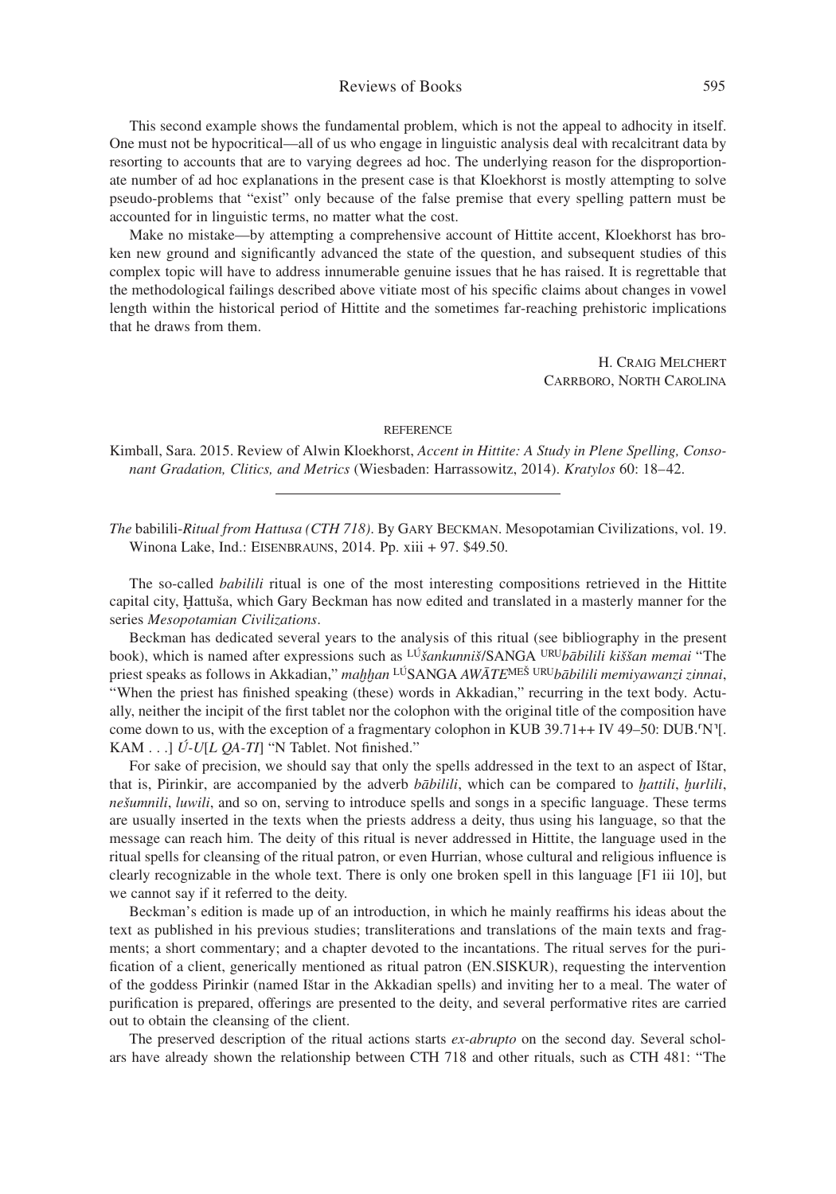This second example shows the fundamental problem, which is not the appeal to adhocity in itself. One must not be hypocritical—all of us who engage in linguistic analysis deal with recalcitrant data by resorting to accounts that are to varying degrees ad hoc. The underlying reason for the disproportionate number of ad hoc explanations in the present case is that Kloekhorst is mostly attempting to solve pseudo-problems that "exist" only because of the false premise that every spelling pattern must be accounted for in linguistic terms, no matter what the cost.

Make no mistake—by attempting a comprehensive account of Hittite accent, Kloekhorst has broken new ground and significantly advanced the state of the question, and subsequent studies of this complex topic will have to address innumerable genuine issues that he has raised. It is regrettable that the methodological failings described above vitiate most of his specific claims about changes in vowel length within the historical period of Hittite and the sometimes far-reaching prehistoric implications that he draws from them.

H. Craig Melchert
Carrboro, North Carolina

## Reference

Kimball, Sara. 2015. Review of Alwin Kloekhorst, *Accent in Hittite: A Study in Plene Spelling, Consonant Gradation, Clitics, and Metrics* (Wiesbaden: Harrassowitz, 2014). *Kratylos* 60: 18–42.

---

*The* babilili*-Ritual from Hattusa (CTH 718)*. By Gary Beckman. Mesopotamian Civilizations, vol. 19. Winona Lake, Ind.: Eisenbrauns, 2014. Pp. xiii + 97. $49.50.

The so-called *babilili* ritual is one of the most interesting compositions retrieved in the Hittite capital city, Ḫattuša, which Gary Beckman has now edited and translated in a masterly manner for the series *Mesopotamian Civilizations*.

Beckman has dedicated several years to the analysis of this ritual (see bibliography in the present book), which is named after expressions such as LÚ*šankunniš*/SANGA URU*bābilili kiššan memai* "The priest speaks as follows in Akkadian," *maḫḫan* LÚSANGA *AWĀTE*MEŠ URU*bābilili memiyawanzi zinnai*, "When the priest has finished speaking (these) words in Akkadian," recurring in the text body. Actually, neither the incipit of the first tablet nor the colophon with the original title of the composition have come down to us, with the exception of a fragmentary colophon in KUB 39.71++ IV 49–50: DUB.⌜N⌝[. KAM . . .] *Ú-U*[*L QA-TI*] "N Tablet. Not finished."

For sake of precision, we should say that only the spells addressed in the text to an aspect of Ištar, that is, Pirinkir, are accompanied by the adverb *bābilili*, which can be compared to *ḫattili*, *ḫurlili*, *nešumnili*, *luwili*, and so on, serving to introduce spells and songs in a specific language. These terms are usually inserted in the texts when the priests address a deity, thus using his language, so that the message can reach him. The deity of this ritual is never addressed in Hittite, the language used in the ritual spells for cleansing of the ritual patron, or even Hurrian, whose cultural and religious influence is clearly recognizable in the whole text. There is only one broken spell in this language [F1 iii 10], but we cannot say if it referred to the deity.

Beckman's edition is made up of an introduction, in which he mainly reaffirms his ideas about the text as published in his previous studies; transliterations and translations of the main texts and fragments; a short commentary; and a chapter devoted to the incantations. The ritual serves for the purification of a client, generically mentioned as ritual patron (EN.SISKUR), requesting the intervention of the goddess Pirinkir (named Ištar in the Akkadian spells) and inviting her to a meal. The water of purification is prepared, offerings are presented to the deity, and several performative rites are carried out to obtain the cleansing of the client.

The preserved description of the ritual actions starts *ex-abrupto* on the second day. Several scholars have already shown the relationship between CTH 718 and other rituals, such as CTH 481: "The